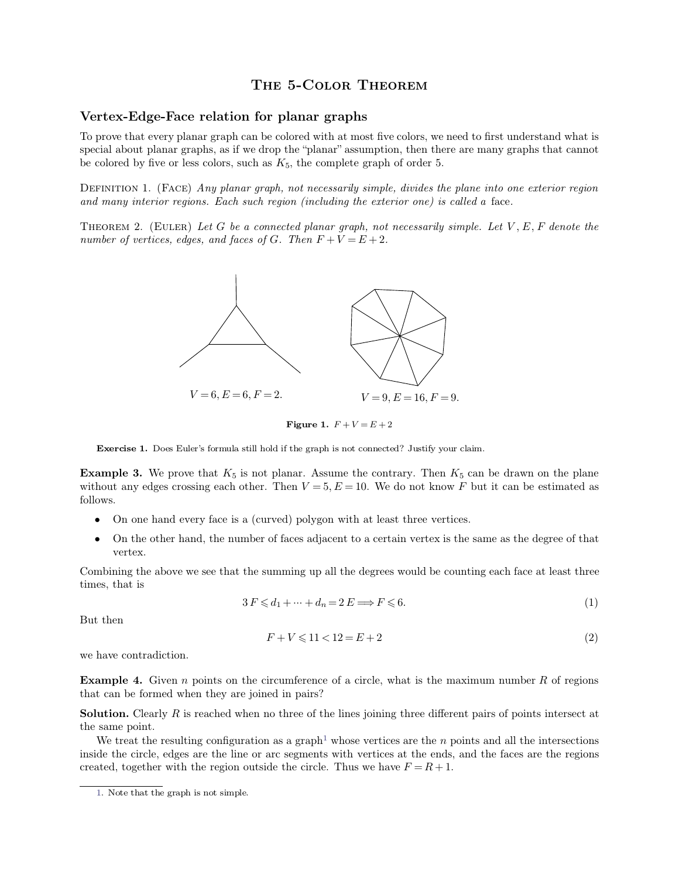# The 5-Color Theorem

## Vertex-Edge-Face relation for planar graphs

To prove that every planar graph can be colored with at most five colors, we need to first understand what is special about planar graphs, as if we drop the "planar" assumption, then there are many graphs that cannot be colored by five or less colors, such as $K_5$, the complete graph of order 5.

Definition 1. (Face) *Any planar graph, not necessarily simple, divides the plane into one exterior region and many interior regions. Each such region (including the exterior one) is called a* face.

Theorem 2. (Euler) *Let $G$ be a connected planar graph, not necessarily simple. Let $V$, $E$, $F$ denote the number of vertices, edges, and faces of $G$. Then $F + V = E + 2$.*

$V = 6, E = 6, F = 2.$ $V = 9, E = 16, F = 9.$

**Figure 1.** $F + V = E + 2$

**Exercise 1.** Does Euler's formula still hold if the graph is not connected? Justify your claim.

**Example 3.** We prove that $K_5$ is not planar. Assume the contrary. Then $K_5$ can be drawn on the plane without any edges crossing each other. Then $V = 5$, $E = 10$. We do not know $F$ but it can be estimated as follows.

- On one hand every face is a (curved) polygon with at least three vertices.
- On the other hand, the number of faces adjacent to a certain vertex is the same as the degree of that vertex.

Combining the above we see that the summing up all the degrees would be counting each face at least three times, that is

$$3\,F \leqslant d_1 + \cdots + d_n = 2\,E \Longrightarrow F \leqslant 6. \tag{1}$$

But then

$$F + V \leqslant 11 < 12 = E + 2 \tag{2}$$

we have contradiction.

**Example 4.** Given $n$ points on the circumference of a circle, what is the maximum number $R$ of regions that can be formed when they are joined in pairs?

**Solution.** Clearly $R$ is reached when no three of the lines joining three different pairs of points intersect at the same point.

We treat the resulting configuration as a graph[1] whose vertices are the $n$ points and all the intersections inside the circle, edges are the line or arc segments with vertices at the ends, and the faces are the regions created, together with the region outside the circle. Thus we have $F = R + 1$.

1. Note that the graph is not simple.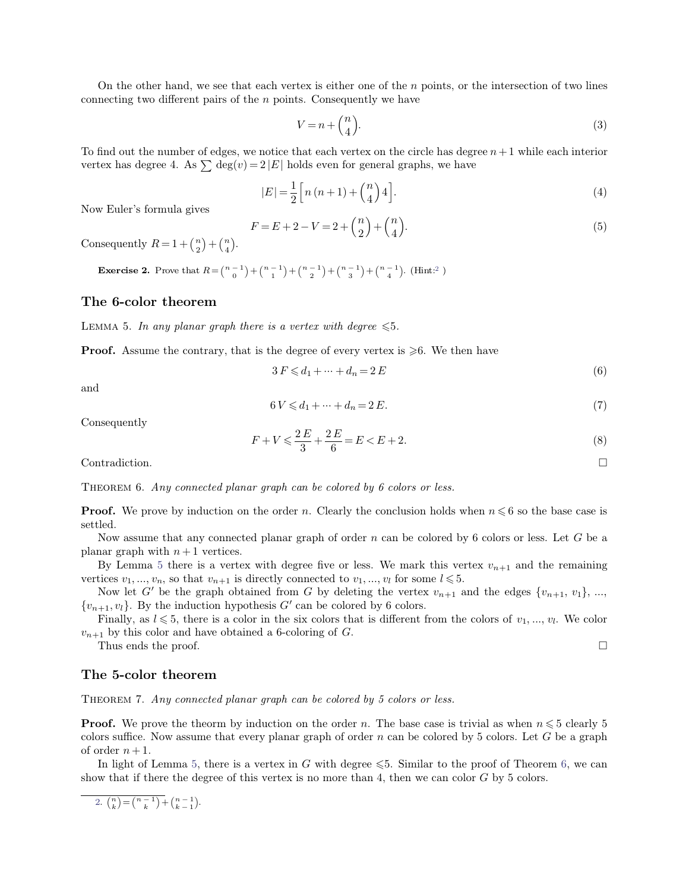On the other hand, we see that each vertex is either one of the $n$ points, or the intersection of two lines connecting two different pairs of the $n$ points. Consequently we have

$$V = n + \binom{n}{4}. \tag{3}$$

To find out the number of edges, we notice that each vertex on the circle has degree $n+1$ while each interior vertex has degree 4. As $\sum \deg(v) = 2|E|$ holds even for general graphs, we have

$$|E| = \frac{1}{2}\left[n(n+1) + \binom{n}{4} 4\right]. \tag{4}$$

Now Euler's formula gives

$$F = E + 2 - V = 2 + \binom{n}{2} + \binom{n}{4}. \tag{5}$$

Consequently $R = 1 + \binom{n}{2} + \binom{n}{4}$.

**Exercise 2.** Prove that $R = \binom{n-1}{0} + \binom{n-1}{1} + \binom{n-1}{2} + \binom{n-1}{3} + \binom{n-1}{4}$. (Hint:[2] )

## The 6-color theorem

LEMMA 5. *In any planar graph there is a vertex with degree $\leqslant 5$.*

**Proof.** Assume the contrary, that is the degree of every vertex is $\geqslant 6$. We then have

$$3F \leqslant d_1 + \cdots + d_n = 2E \tag{6}$$

and

$$6V \leqslant d_1 + \cdots + d_n = 2E. \tag{7}$$

Consequently

$$F + V \leqslant \frac{2E}{3} + \frac{2E}{6} = E < E + 2. \tag{8}$$

Contradiction. □

THEOREM 6. *Any connected planar graph can be colored by 6 colors or less.*

**Proof.** We prove by induction on the order $n$. Clearly the conclusion holds when $n \leqslant 6$ so the base case is settled.

Now assume that any connected planar graph of order $n$ can be colored by 6 colors or less. Let $G$ be a planar graph with $n+1$ vertices.

By Lemma 5 there is a vertex with degree five or less. We mark this vertex $v_{n+1}$ and the remaining vertices $v_1, \ldots, v_n$, so that $v_{n+1}$ is directly connected to $v_1, \ldots, v_l$ for some $l \leqslant 5$.

Now let $G'$ be the graph obtained from $G$ by deleting the vertex $v_{n+1}$ and the edges $\{v_{n+1}, v_1\}, \ldots, \{v_{n+1}, v_l\}$. By the induction hypothesis $G'$ can be colored by 6 colors.

Finally, as $l \leqslant 5$, there is a color in the six colors that is different from the colors of $v_1, \ldots, v_l$. We color $v_{n+1}$ by this color and have obtained a 6-coloring of $G$.

Thus ends the proof. □

## The 5-color theorem

THEOREM 7. *Any connected planar graph can be colored by 5 colors or less.*

**Proof.** We prove the theorm by induction on the order $n$. The base case is trivial as when $n \leqslant 5$ clearly 5 colors suffice. Now assume that every planar graph of order $n$ can be colored by 5 colors. Let $G$ be a graph of order $n+1$.

In light of Lemma 5, there is a vertex in $G$ with degree $\leqslant 5$. Similar to the proof of Theorem 6, we can show that if there the degree of this vertex is no more than 4, then we can color $G$ by 5 colors.

---

2. $\binom{n}{k} = \binom{n-1}{k} + \binom{n-1}{k-1}$.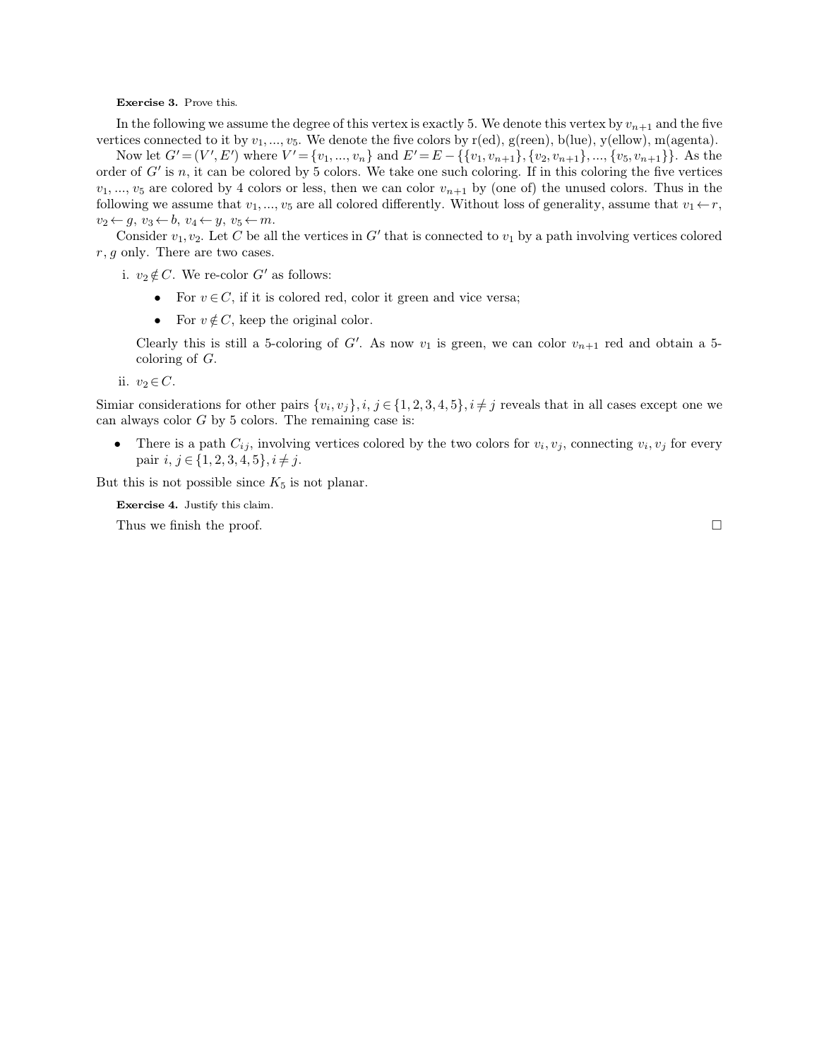**Exercise 3.** Prove this.

In the following we assume the degree of this vertex is exactly 5. We denote this vertex by $v_{n+1}$ and the five vertices connected to it by $v_1, ..., v_5$. We denote the five colors by r(ed), g(reen), b(lue), y(ellow), m(agenta).

Now let $G' = (V', E')$ where $V' = \{v_1, ..., v_n\}$ and $E' = E - \{\{v_1, v_{n+1}\}, \{v_2, v_{n+1}\}, ..., \{v_5, v_{n+1}\}\}$. As the order of $G'$ is $n$, it can be colored by 5 colors. We take one such coloring. If in this coloring the five vertices $v_1, ..., v_5$ are colored by 4 colors or less, then we can color $v_{n+1}$ by (one of) the unused colors. Thus in the following we assume that $v_1, ..., v_5$ are all colored differently. Without loss of generality, assume that $v_1 \leftarrow r$, $v_2 \leftarrow g$, $v_3 \leftarrow b$, $v_4 \leftarrow y$, $v_5 \leftarrow m$.

Consider $v_1, v_2$. Let $C$ be all the vertices in $G'$ that is connected to $v_1$ by a path involving vertices colored $r, g$ only. There are two cases.

i. $v_2 \notin C$. We re-color $G'$ as follows:

- For $v \in C$, if it is colored red, color it green and vice versa;
- For $v \notin C$, keep the original color.

Clearly this is still a 5-coloring of $G'$. As now $v_1$ is green, we can color $v_{n+1}$ red and obtain a 5-coloring of $G$.

ii. $v_2 \in C$.

Simiar considerations for other pairs $\{v_i, v_j\}, i, j \in \{1, 2, 3, 4, 5\}, i \neq j$ reveals that in all cases except one we can always color $G$ by 5 colors. The remaining case is:

- There is a path $C_{ij}$, involving vertices colored by the two colors for $v_i, v_j$, connecting $v_i, v_j$ for every pair $i, j \in \{1, 2, 3, 4, 5\}, i \neq j$.

But this is not possible since $K_5$ is not planar.

**Exercise 4.** Justify this claim.

Thus we finish the proof. □